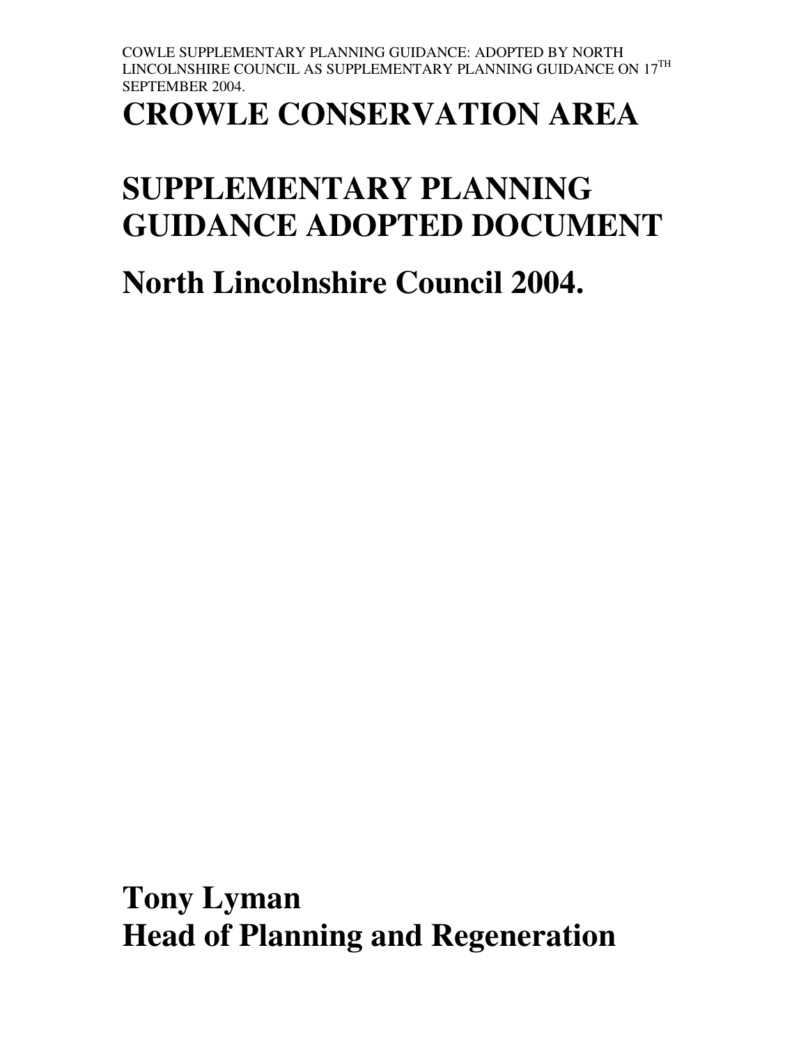# CROWLE CONSERVATION AREA

# SUPPLEMENTARY PLANNING GUIDANCE ADOPTED DOCUMENT

## North Lincolnshire Council 2004.

**Tony Lyman**
**Head of Planning and Regeneration**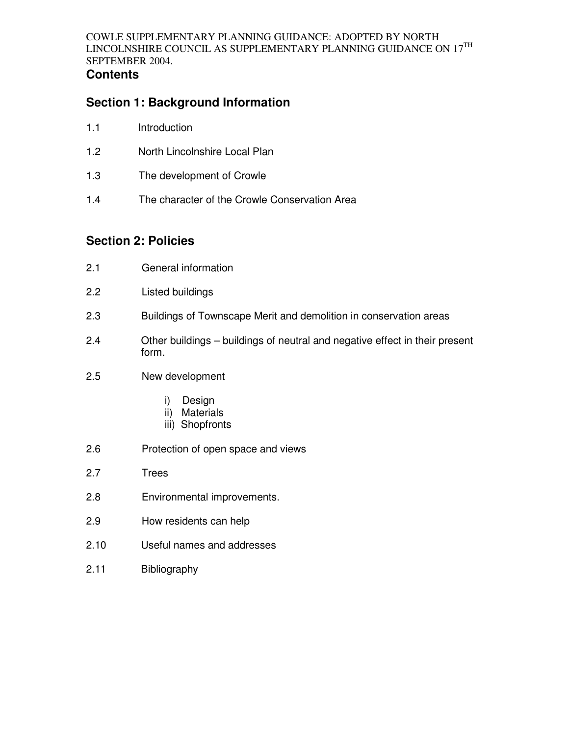## Contents

## Section 1: Background Information

1.1 Introduction

1.2 North Lincolnshire Local Plan

1.3 The development of Crowle

1.4 The character of the Crowle Conservation Area

## Section 2: Policies

2.1 General information

2.2 Listed buildings

2.3 Buildings of Townscape Merit and demolition in conservation areas

2.4 Other buildings – buildings of neutral and negative effect in their present form.

2.5 New development

- i) Design
- ii) Materials
- iii) Shopfronts

2.6 Protection of open space and views

2.7 Trees

2.8 Environmental improvements.

2.9 How residents can help

2.10 Useful names and addresses

2.11 Bibliography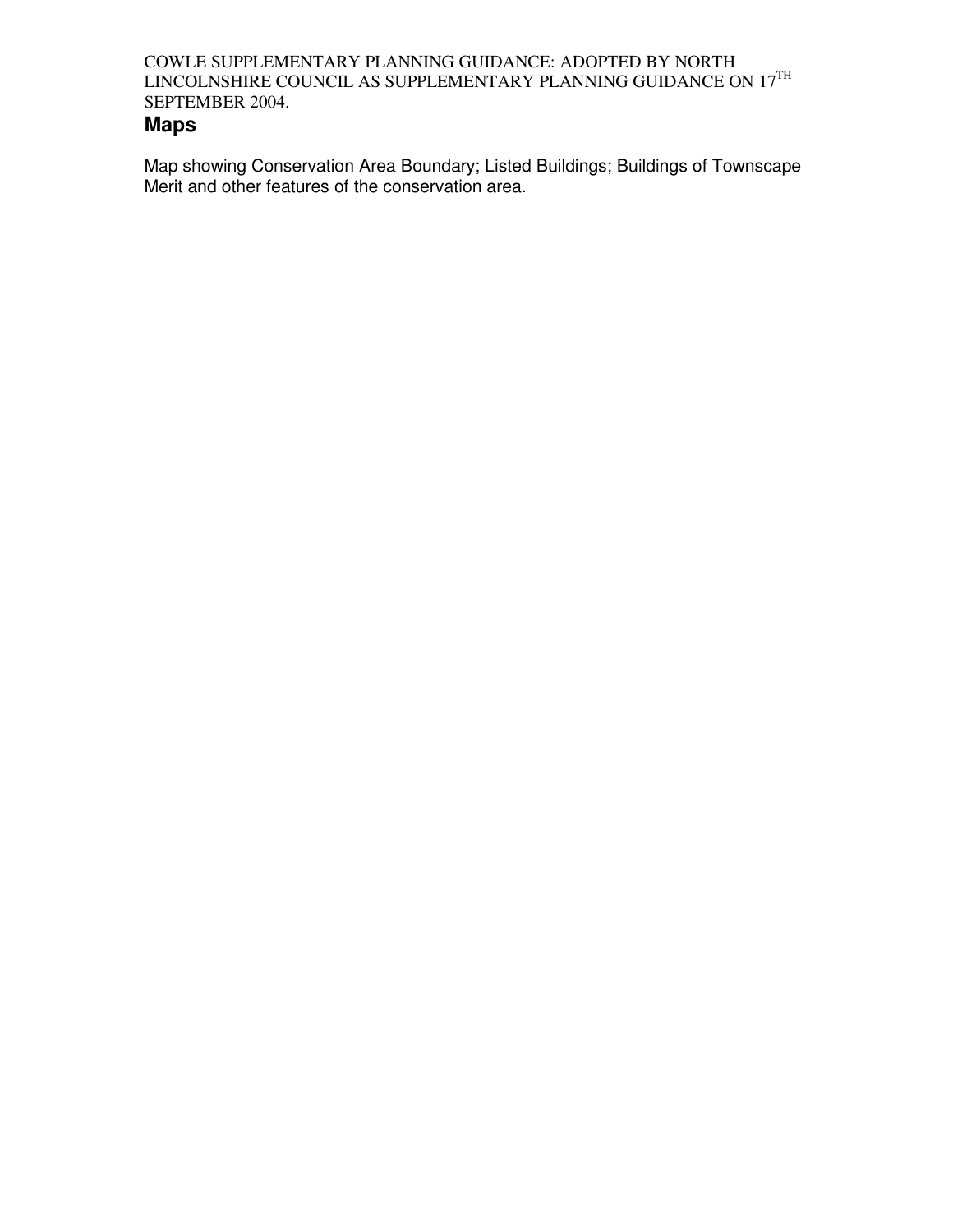## Maps

Map showing Conservation Area Boundary; Listed Buildings; Buildings of Townscape Merit and other features of the conservation area.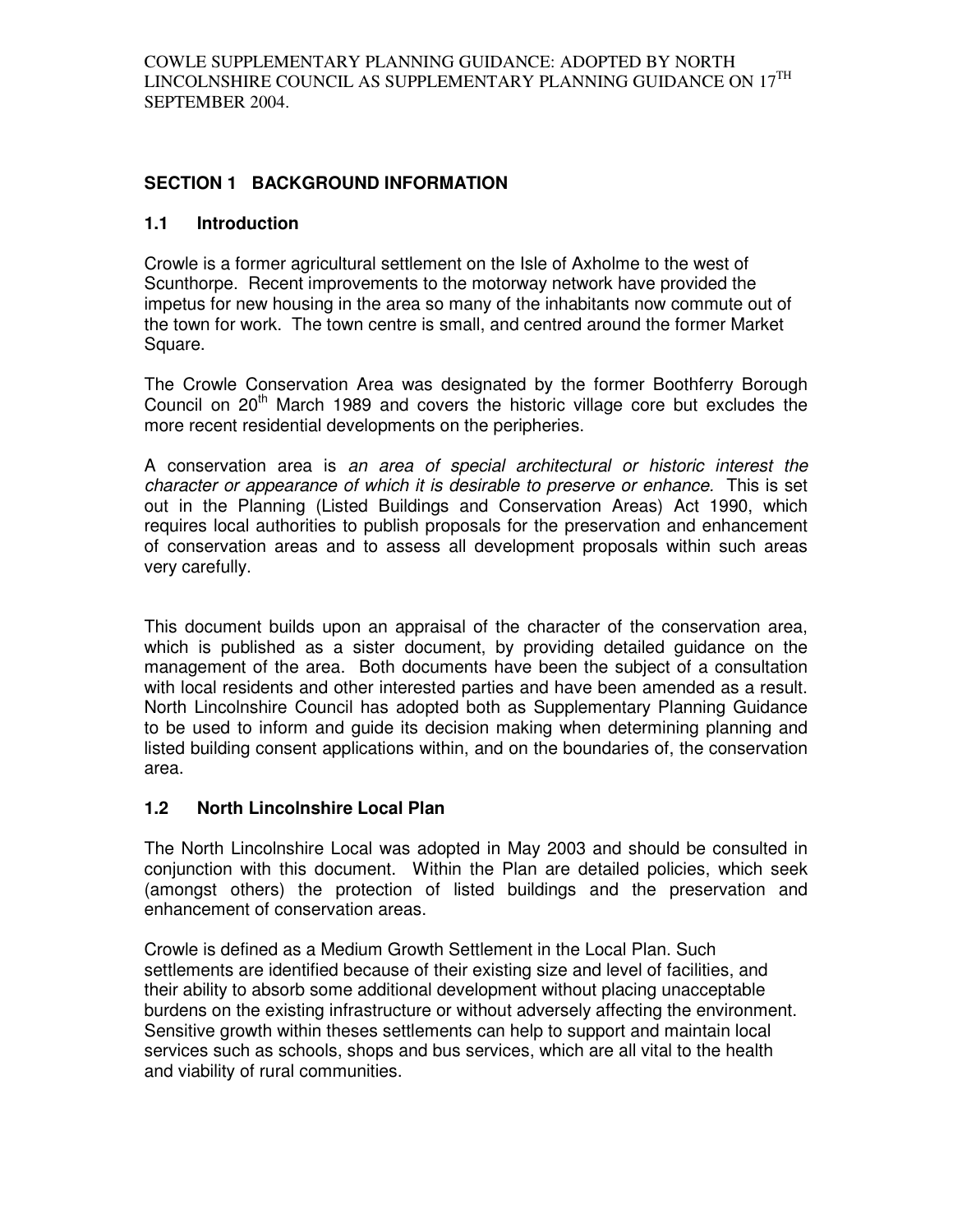COWLE SUPPLEMENTARY PLANNING GUIDANCE: ADOPTED BY NORTH LINCOLNSHIRE COUNCIL AS SUPPLEMENTARY PLANNING GUIDANCE ON 17TH SEPTEMBER 2004.

## SECTION 1 BACKGROUND INFORMATION

### 1.1 Introduction

Crowle is a former agricultural settlement on the Isle of Axholme to the west of Scunthorpe. Recent improvements to the motorway network have provided the impetus for new housing in the area so many of the inhabitants now commute out of the town for work. The town centre is small, and centred around the former Market Square.

The Crowle Conservation Area was designated by the former Boothferry Borough Council on 20th March 1989 and covers the historic village core but excludes the more recent residential developments on the peripheries.

A conservation area is *an area of special architectural or historic interest the character or appearance of which it is desirable to preserve or enhance.* This is set out in the Planning (Listed Buildings and Conservation Areas) Act 1990, which requires local authorities to publish proposals for the preservation and enhancement of conservation areas and to assess all development proposals within such areas very carefully.

This document builds upon an appraisal of the character of the conservation area, which is published as a sister document, by providing detailed guidance on the management of the area. Both documents have been the subject of a consultation with local residents and other interested parties and have been amended as a result. North Lincolnshire Council has adopted both as Supplementary Planning Guidance to be used to inform and guide its decision making when determining planning and listed building consent applications within, and on the boundaries of, the conservation area.

### 1.2 North Lincolnshire Local Plan

The North Lincolnshire Local was adopted in May 2003 and should be consulted in conjunction with this document. Within the Plan are detailed policies, which seek (amongst others) the protection of listed buildings and the preservation and enhancement of conservation areas.

Crowle is defined as a Medium Growth Settlement in the Local Plan. Such settlements are identified because of their existing size and level of facilities, and their ability to absorb some additional development without placing unacceptable burdens on the existing infrastructure or without adversely affecting the environment. Sensitive growth within theses settlements can help to support and maintain local services such as schools, shops and bus services, which are all vital to the health and viability of rural communities.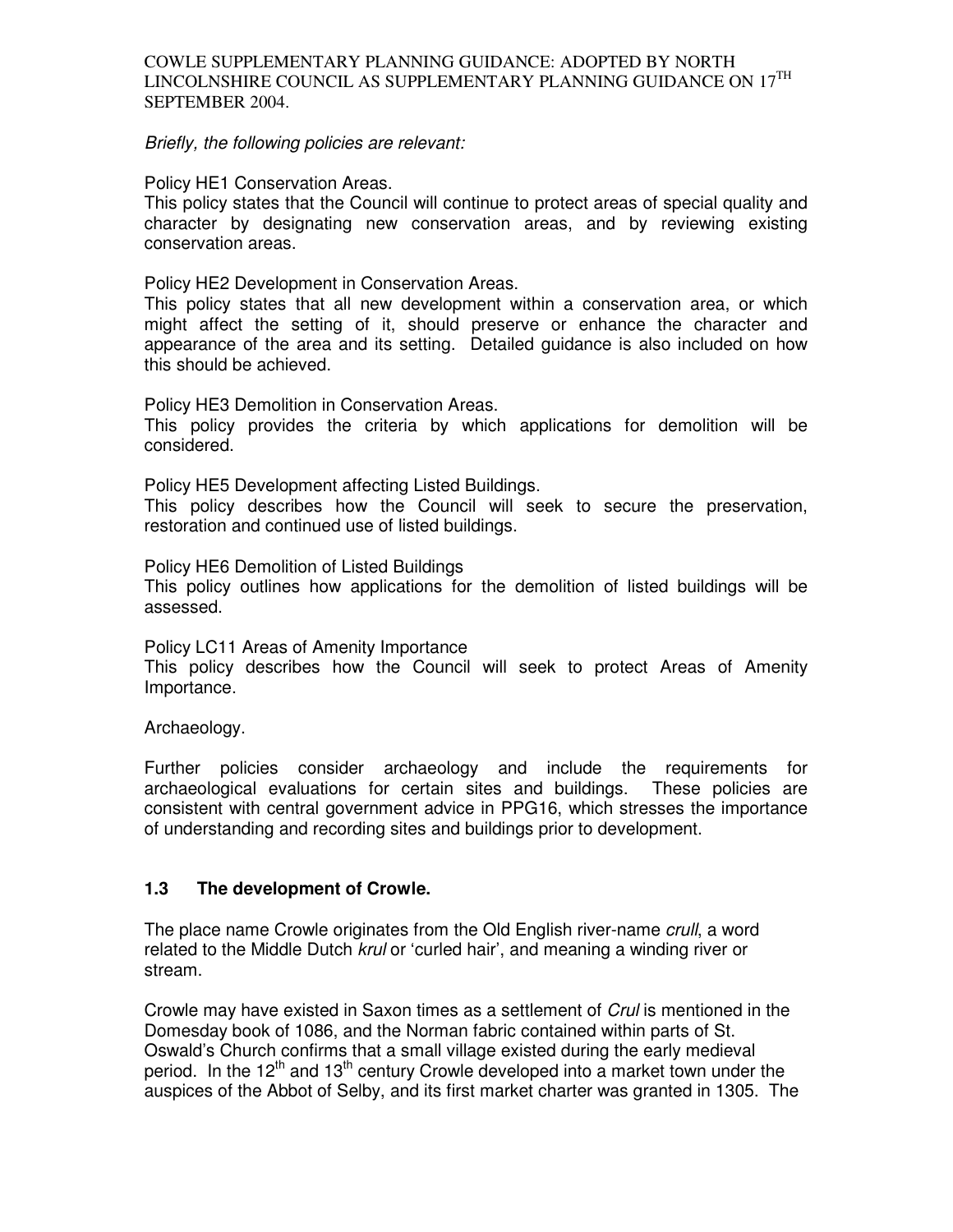*Briefly, the following policies are relevant:*

Policy HE1 Conservation Areas.
This policy states that the Council will continue to protect areas of special quality and character by designating new conservation areas, and by reviewing existing conservation areas.

Policy HE2 Development in Conservation Areas.
This policy states that all new development within a conservation area, or which might affect the setting of it, should preserve or enhance the character and appearance of the area and its setting. Detailed guidance is also included on how this should be achieved.

Policy HE3 Demolition in Conservation Areas.
This policy provides the criteria by which applications for demolition will be considered.

Policy HE5 Development affecting Listed Buildings.
This policy describes how the Council will seek to secure the preservation, restoration and continued use of listed buildings.

Policy HE6 Demolition of Listed Buildings
This policy outlines how applications for the demolition of listed buildings will be assessed.

Policy LC11 Areas of Amenity Importance
This policy describes how the Council will seek to protect Areas of Amenity Importance.

Archaeology.

Further policies consider archaeology and include the requirements for archaeological evaluations for certain sites and buildings. These policies are consistent with central government advice in PPG16, which stresses the importance of understanding and recording sites and buildings prior to development.

### 1.3 The development of Crowle.

The place name Crowle originates from the Old English river-name *crull*, a word related to the Middle Dutch *krul* or 'curled hair', and meaning a winding river or stream.

Crowle may have existed in Saxon times as a settlement of *Crul* is mentioned in the Domesday book of 1086, and the Norman fabric contained within parts of St. Oswald's Church confirms that a small village existed during the early medieval period. In the 12th and 13th century Crowle developed into a market town under the auspices of the Abbot of Selby, and its first market charter was granted in 1305. The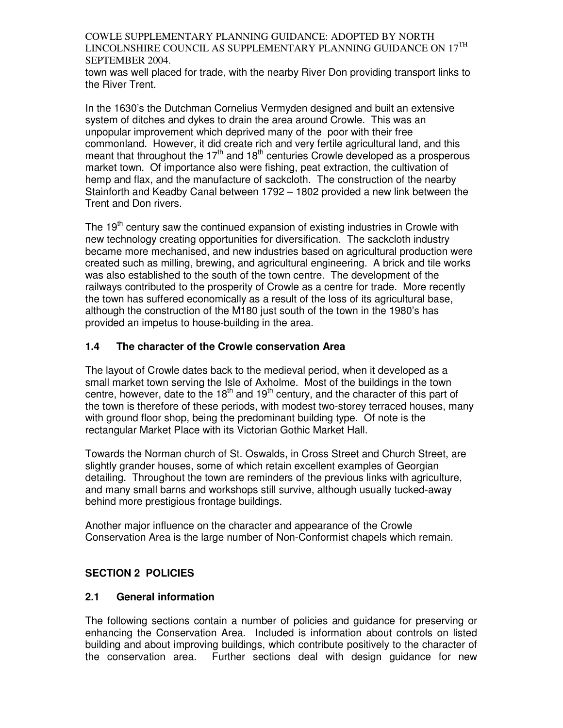town was well placed for trade, with the nearby River Don providing transport links to the River Trent.

In the 1630's the Dutchman Cornelius Vermyden designed and built an extensive system of ditches and dykes to drain the area around Crowle. This was an unpopular improvement which deprived many of the poor with their free commonland. However, it did create rich and very fertile agricultural land, and this meant that throughout the 17th and 18th centuries Crowle developed as a prosperous market town. Of importance also were fishing, peat extraction, the cultivation of hemp and flax, and the manufacture of sackcloth. The construction of the nearby Stainforth and Keadby Canal between 1792 – 1802 provided a new link between the Trent and Don rivers.

The 19th century saw the continued expansion of existing industries in Crowle with new technology creating opportunities for diversification. The sackcloth industry became more mechanised, and new industries based on agricultural production were created such as milling, brewing, and agricultural engineering. A brick and tile works was also established to the south of the town centre. The development of the railways contributed to the prosperity of Crowle as a centre for trade. More recently the town has suffered economically as a result of the loss of its agricultural base, although the construction of the M180 just south of the town in the 1980's has provided an impetus to house-building in the area.

### 1.4 The character of the Crowle conservation Area

The layout of Crowle dates back to the medieval period, when it developed as a small market town serving the Isle of Axholme. Most of the buildings in the town centre, however, date to the 18th and 19th century, and the character of this part of the town is therefore of these periods, with modest two-storey terraced houses, many with ground floor shop, being the predominant building type. Of note is the rectangular Market Place with its Victorian Gothic Market Hall.

Towards the Norman church of St. Oswalds, in Cross Street and Church Street, are slightly grander houses, some of which retain excellent examples of Georgian detailing. Throughout the town are reminders of the previous links with agriculture, and many small barns and workshops still survive, although usually tucked-away behind more prestigious frontage buildings.

Another major influence on the character and appearance of the Crowle Conservation Area is the large number of Non-Conformist chapels which remain.

## SECTION 2 POLICIES

### 2.1 General information

The following sections contain a number of policies and guidance for preserving or enhancing the Conservation Area. Included is information about controls on listed building and about improving buildings, which contribute positively to the character of the conservation area. Further sections deal with design guidance for new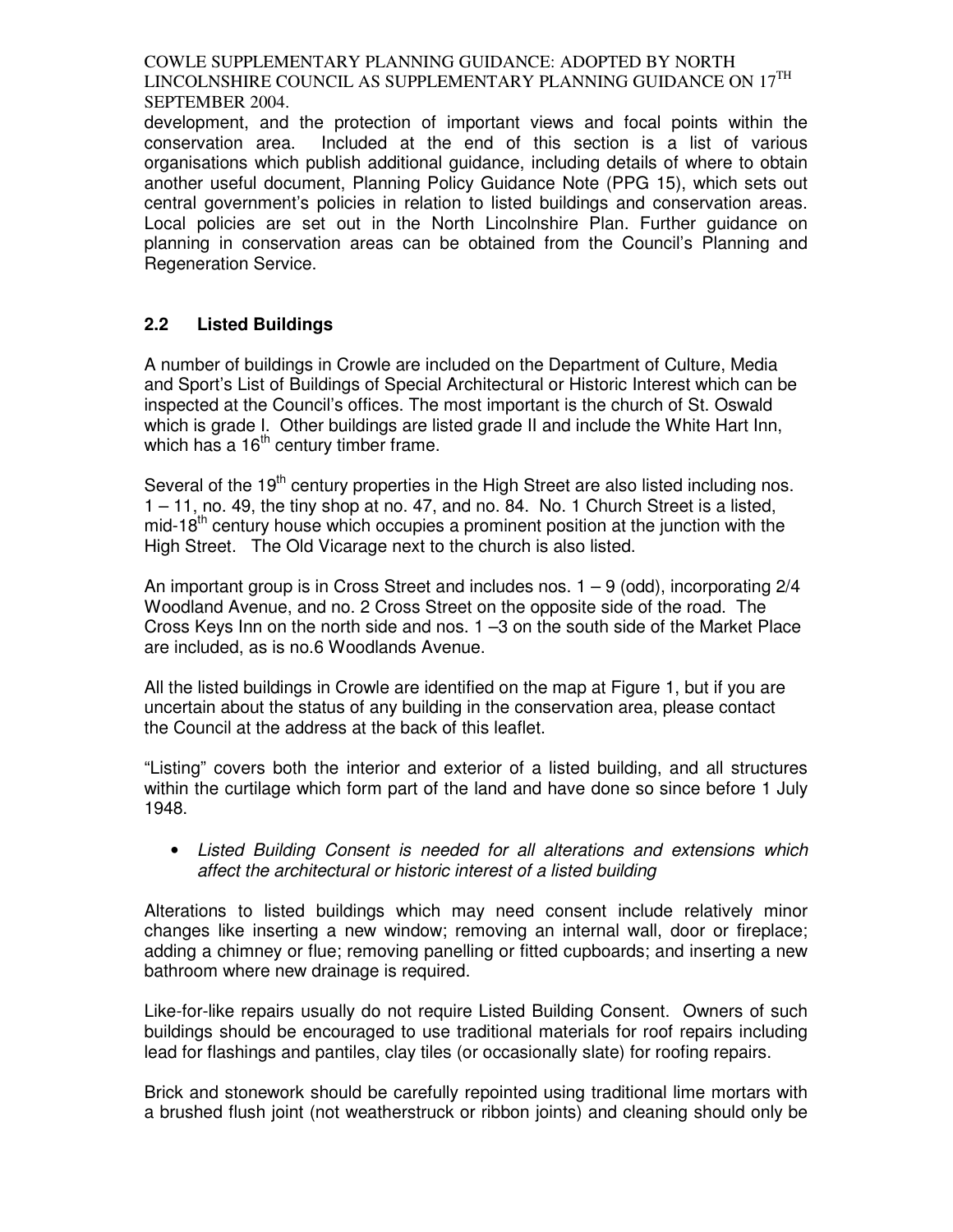development, and the protection of important views and focal points within the conservation area. Included at the end of this section is a list of various organisations which publish additional guidance, including details of where to obtain another useful document, Planning Policy Guidance Note (PPG 15), which sets out central government's policies in relation to listed buildings and conservation areas. Local policies are set out in the North Lincolnshire Plan. Further guidance on planning in conservation areas can be obtained from the Council's Planning and Regeneration Service.

## 2.2 Listed Buildings

A number of buildings in Crowle are included on the Department of Culture, Media and Sport's List of Buildings of Special Architectural or Historic Interest which can be inspected at the Council's offices. The most important is the church of St. Oswald which is grade I. Other buildings are listed grade II and include the White Hart Inn, which has a 16th century timber frame.

Several of the 19th century properties in the High Street are also listed including nos. 1 – 11, no. 49, the tiny shop at no. 47, and no. 84. No. 1 Church Street is a listed, mid-18th century house which occupies a prominent position at the junction with the High Street. The Old Vicarage next to the church is also listed.

An important group is in Cross Street and includes nos. 1 – 9 (odd), incorporating 2/4 Woodland Avenue, and no. 2 Cross Street on the opposite side of the road. The Cross Keys Inn on the north side and nos. 1 –3 on the south side of the Market Place are included, as is no.6 Woodlands Avenue.

All the listed buildings in Crowle are identified on the map at Figure 1, but if you are uncertain about the status of any building in the conservation area, please contact the Council at the address at the back of this leaflet.

"Listing" covers both the interior and exterior of a listed building, and all structures within the curtilage which form part of the land and have done so since before 1 July 1948.

- *Listed Building Consent is needed for all alterations and extensions which affect the architectural or historic interest of a listed building*

Alterations to listed buildings which may need consent include relatively minor changes like inserting a new window; removing an internal wall, door or fireplace; adding a chimney or flue; removing panelling or fitted cupboards; and inserting a new bathroom where new drainage is required.

Like-for-like repairs usually do not require Listed Building Consent. Owners of such buildings should be encouraged to use traditional materials for roof repairs including lead for flashings and pantiles, clay tiles (or occasionally slate) for roofing repairs.

Brick and stonework should be carefully repointed using traditional lime mortars with a brushed flush joint (not weatherstruck or ribbon joints) and cleaning should only be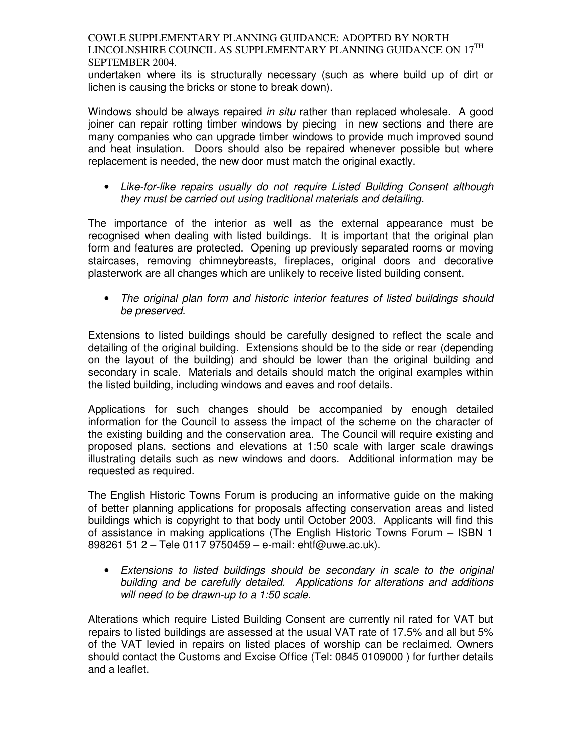undertaken where its is structurally necessary (such as where build up of dirt or lichen is causing the bricks or stone to break down).

Windows should be always repaired *in situ* rather than replaced wholesale. A good joiner can repair rotting timber windows by piecing in new sections and there are many companies who can upgrade timber windows to provide much improved sound and heat insulation. Doors should also be repaired whenever possible but where replacement is needed, the new door must match the original exactly.

- *Like-for-like repairs usually do not require Listed Building Consent although they must be carried out using traditional materials and detailing.*

The importance of the interior as well as the external appearance must be recognised when dealing with listed buildings. It is important that the original plan form and features are protected. Opening up previously separated rooms or moving staircases, removing chimneybreasts, fireplaces, original doors and decorative plasterwork are all changes which are unlikely to receive listed building consent.

- *The original plan form and historic interior features of listed buildings should be preserved.*

Extensions to listed buildings should be carefully designed to reflect the scale and detailing of the original building. Extensions should be to the side or rear (depending on the layout of the building) and should be lower than the original building and secondary in scale. Materials and details should match the original examples within the listed building, including windows and eaves and roof details.

Applications for such changes should be accompanied by enough detailed information for the Council to assess the impact of the scheme on the character of the existing building and the conservation area. The Council will require existing and proposed plans, sections and elevations at 1:50 scale with larger scale drawings illustrating details such as new windows and doors. Additional information may be requested as required.

The English Historic Towns Forum is producing an informative guide on the making of better planning applications for proposals affecting conservation areas and listed buildings which is copyright to that body until October 2003. Applicants will find this of assistance in making applications (The English Historic Towns Forum – ISBN 1 898261 51 2 – Tele 0117 9750459 – e-mail: ehtf@uwe.ac.uk).

- *Extensions to listed buildings should be secondary in scale to the original building and be carefully detailed. Applications for alterations and additions will need to be drawn-up to a 1:50 scale.*

Alterations which require Listed Building Consent are currently nil rated for VAT but repairs to listed buildings are assessed at the usual VAT rate of 17.5% and all but 5% of the VAT levied in repairs on listed places of worship can be reclaimed. Owners should contact the Customs and Excise Office (Tel: 0845 0109000 ) for further details and a leaflet.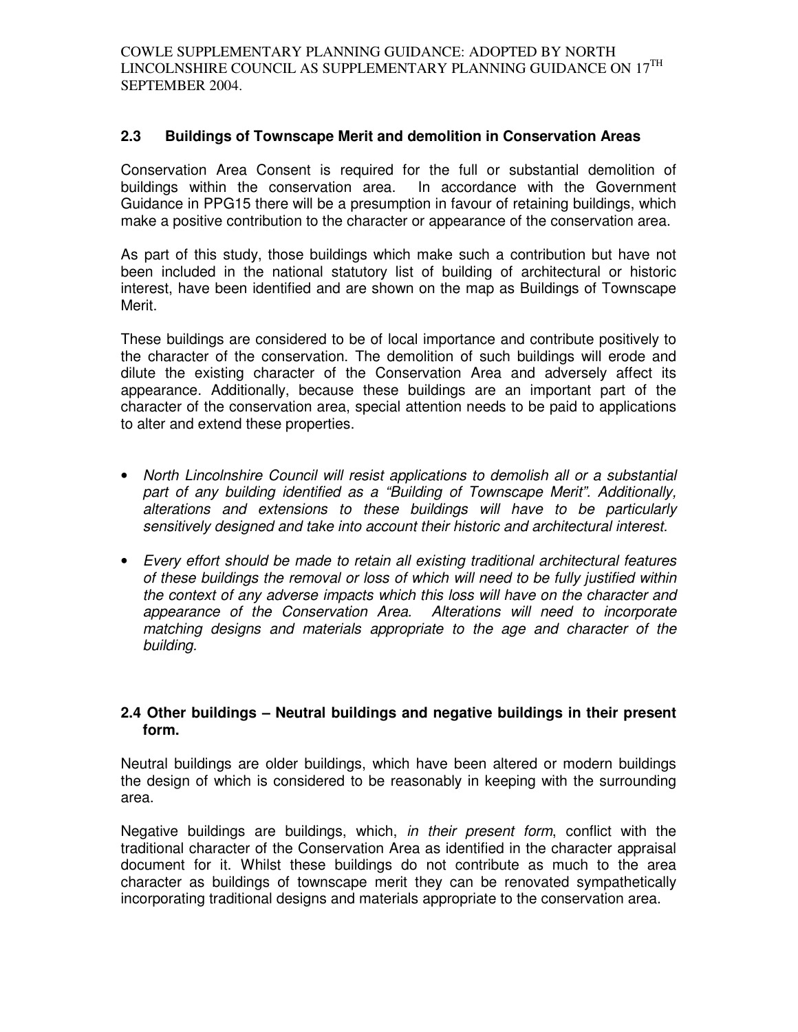## 2.3 Buildings of Townscape Merit and demolition in Conservation Areas

Conservation Area Consent is required for the full or substantial demolition of buildings within the conservation area. In accordance with the Government Guidance in PPG15 there will be a presumption in favour of retaining buildings, which make a positive contribution to the character or appearance of the conservation area.

As part of this study, those buildings which make such a contribution but have not been included in the national statutory list of building of architectural or historic interest, have been identified and are shown on the map as Buildings of Townscape Merit.

These buildings are considered to be of local importance and contribute positively to the character of the conservation. The demolition of such buildings will erode and dilute the existing character of the Conservation Area and adversely affect its appearance. Additionally, because these buildings are an important part of the character of the conservation area, special attention needs to be paid to applications to alter and extend these properties.

- *North Lincolnshire Council will resist applications to demolish all or a substantial part of any building identified as a "Building of Townscape Merit". Additionally, alterations and extensions to these buildings will have to be particularly sensitively designed and take into account their historic and architectural interest.*
- *Every effort should be made to retain all existing traditional architectural features of these buildings the removal or loss of which will need to be fully justified within the context of any adverse impacts which this loss will have on the character and appearance of the Conservation Area. Alterations will need to incorporate matching designs and materials appropriate to the age and character of the building.*

## 2.4 Other buildings – Neutral buildings and negative buildings in their present form.

Neutral buildings are older buildings, which have been altered or modern buildings the design of which is considered to be reasonably in keeping with the surrounding area.

Negative buildings are buildings, which, *in their present form*, conflict with the traditional character of the Conservation Area as identified in the character appraisal document for it. Whilst these buildings do not contribute as much to the area character as buildings of townscape merit they can be renovated sympathetically incorporating traditional designs and materials appropriate to the conservation area.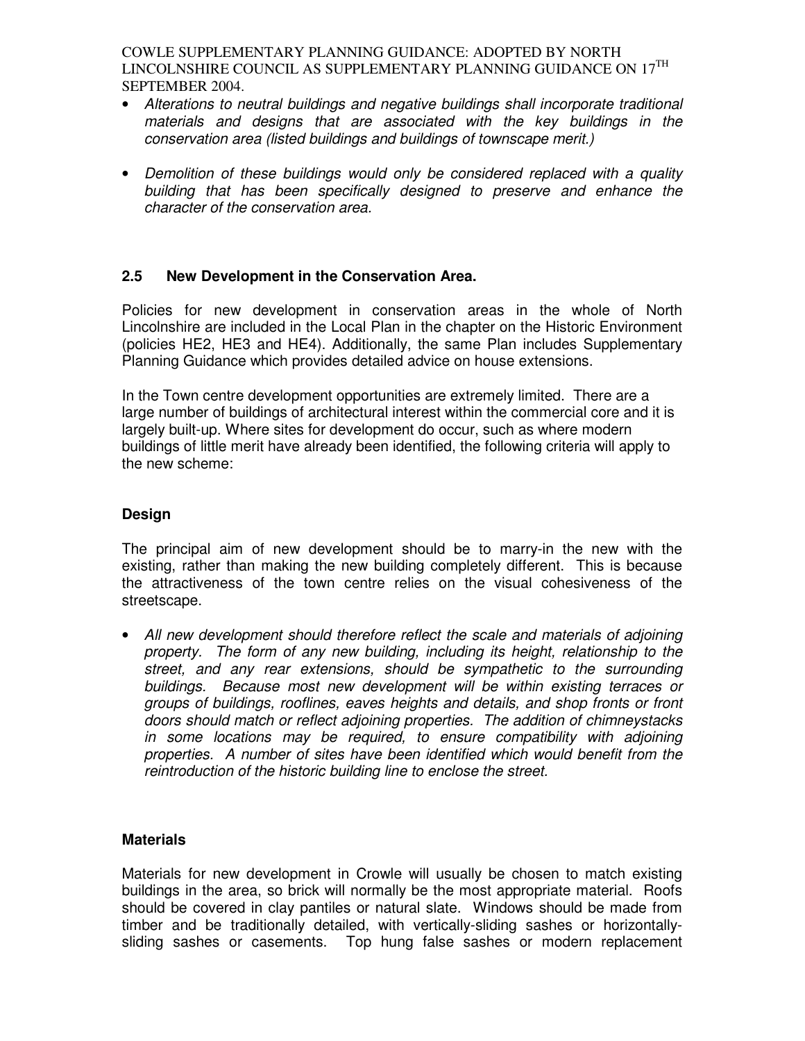- *Alterations to neutral buildings and negative buildings shall incorporate traditional materials and designs that are associated with the key buildings in the conservation area (listed buildings and buildings of townscape merit.)*

- *Demolition of these buildings would only be considered replaced with a quality building that has been specifically designed to preserve and enhance the character of the conservation area.*

## 2.5 New Development in the Conservation Area.

Policies for new development in conservation areas in the whole of North Lincolnshire are included in the Local Plan in the chapter on the Historic Environment (policies HE2, HE3 and HE4). Additionally, the same Plan includes Supplementary Planning Guidance which provides detailed advice on house extensions.

In the Town centre development opportunities are extremely limited. There are a large number of buildings of architectural interest within the commercial core and it is largely built-up. Where sites for development do occur, such as where modern buildings of little merit have already been identified, the following criteria will apply to the new scheme:

### Design

The principal aim of new development should be to marry-in the new with the existing, rather than making the new building completely different. This is because the attractiveness of the town centre relies on the visual cohesiveness of the streetscape.

- *All new development should therefore reflect the scale and materials of adjoining property. The form of any new building, including its height, relationship to the street, and any rear extensions, should be sympathetic to the surrounding buildings. Because most new development will be within existing terraces or groups of buildings, rooflines, eaves heights and details, and shop fronts or front doors should match or reflect adjoining properties. The addition of chimneystacks in some locations may be required, to ensure compatibility with adjoining properties. A number of sites have been identified which would benefit from the reintroduction of the historic building line to enclose the street.*

### Materials

Materials for new development in Crowle will usually be chosen to match existing buildings in the area, so brick will normally be the most appropriate material. Roofs should be covered in clay pantiles or natural slate. Windows should be made from timber and be traditionally detailed, with vertically-sliding sashes or horizontally-sliding sashes or casements. Top hung false sashes or modern replacement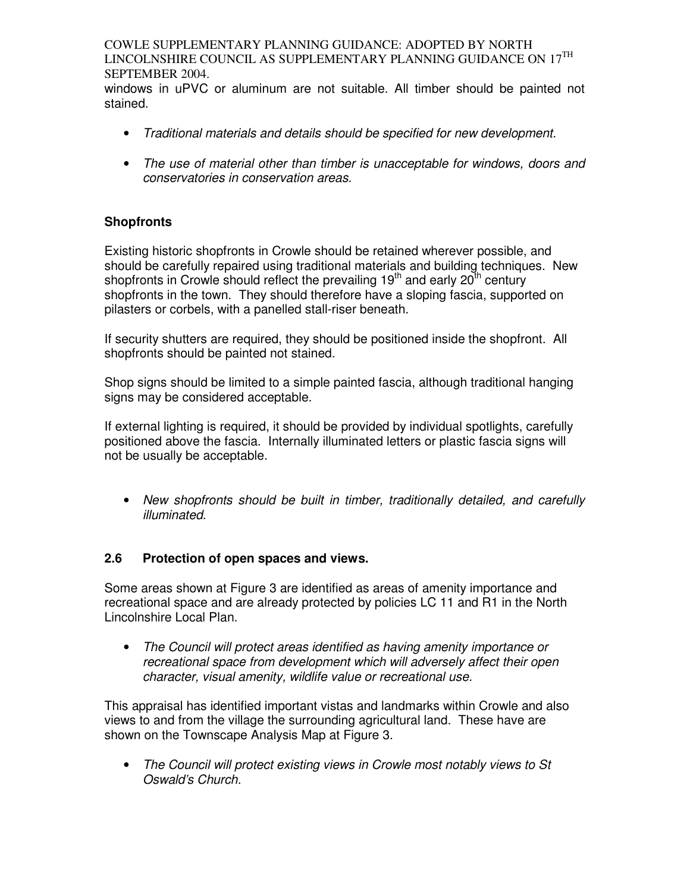windows in uPVC or aluminum are not suitable. All timber should be painted not stained.

- *Traditional materials and details should be specified for new development.*
- *The use of material other than timber is unacceptable for windows, doors and conservatories in conservation areas.*

**Shopfronts**

Existing historic shopfronts in Crowle should be retained wherever possible, and should be carefully repaired using traditional materials and building techniques. New shopfronts in Crowle should reflect the prevailing 19th and early 20th century shopfronts in the town. They should therefore have a sloping fascia, supported on pilasters or corbels, with a panelled stall-riser beneath.

If security shutters are required, they should be positioned inside the shopfront. All shopfronts should be painted not stained.

Shop signs should be limited to a simple painted fascia, although traditional hanging signs may be considered acceptable.

If external lighting is required, it should be provided by individual spotlights, carefully positioned above the fascia. Internally illuminated letters or plastic fascia signs will not be usually be acceptable.

- *New shopfronts should be built in timber, traditionally detailed, and carefully illuminated.*

## 2.6 Protection of open spaces and views.

Some areas shown at Figure 3 are identified as areas of amenity importance and recreational space and are already protected by policies LC 11 and R1 in the North Lincolnshire Local Plan.

- *The Council will protect areas identified as having amenity importance or recreational space from development which will adversely affect their open character, visual amenity, wildlife value or recreational use.*

This appraisal has identified important vistas and landmarks within Crowle and also views to and from the village the surrounding agricultural land. These have are shown on the Townscape Analysis Map at Figure 3.

- *The Council will protect existing views in Crowle most notably views to St Oswald's Church.*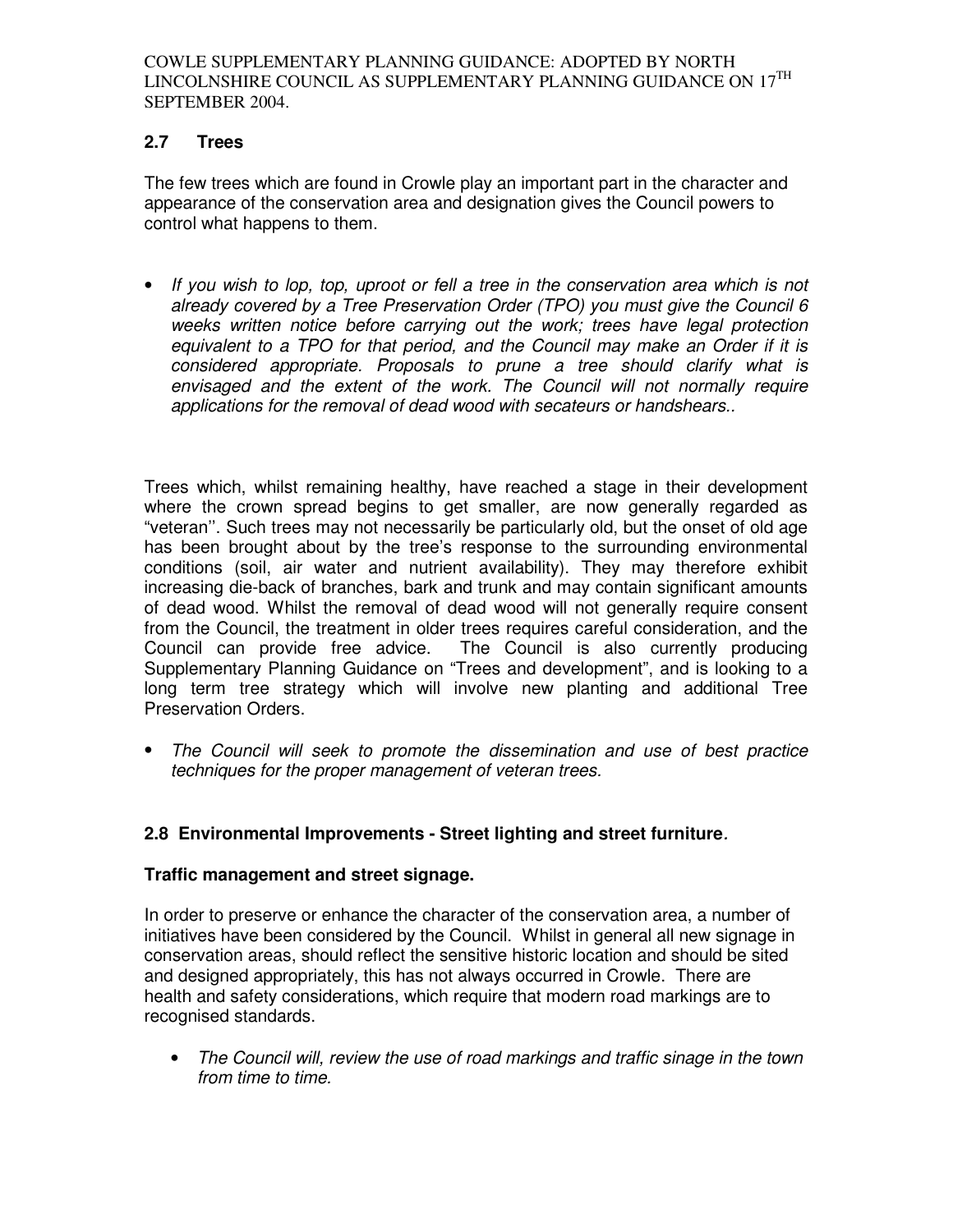## 2.7 Trees

The few trees which are found in Crowle play an important part in the character and appearance of the conservation area and designation gives the Council powers to control what happens to them.

- *If you wish to lop, top, uproot or fell a tree in the conservation area which is not already covered by a Tree Preservation Order (TPO) you must give the Council 6 weeks written notice before carrying out the work; trees have legal protection equivalent to a TPO for that period, and the Council may make an Order if it is considered appropriate. Proposals to prune a tree should clarify what is envisaged and the extent of the work. The Council will not normally require applications for the removal of dead wood with secateurs or handshears..*

Trees which, whilst remaining healthy, have reached a stage in their development where the crown spread begins to get smaller, are now generally regarded as "veteran''. Such trees may not necessarily be particularly old, but the onset of old age has been brought about by the tree's response to the surrounding environmental conditions (soil, air water and nutrient availability). They may therefore exhibit increasing die-back of branches, bark and trunk and may contain significant amounts of dead wood. Whilst the removal of dead wood will not generally require consent from the Council, the treatment in older trees requires careful consideration, and the Council can provide free advice. The Council is also currently producing Supplementary Planning Guidance on "Trees and development", and is looking to a long term tree strategy which will involve new planting and additional Tree Preservation Orders.

- *The Council will seek to promote the dissemination and use of best practice techniques for the proper management of veteran trees.*

## 2.8 Environmental Improvements - Street lighting and street furniture.

### Traffic management and street signage.

In order to preserve or enhance the character of the conservation area, a number of initiatives have been considered by the Council. Whilst in general all new signage in conservation areas, should reflect the sensitive historic location and should be sited and designed appropriately, this has not always occurred in Crowle. There are health and safety considerations, which require that modern road markings are to recognised standards.

- *The Council will, review the use of road markings and traffic sinage in the town from time to time.*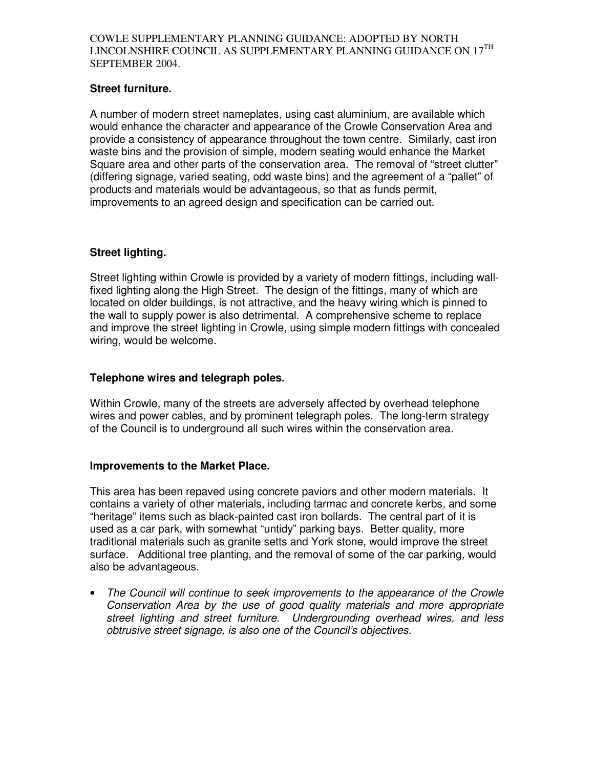### Street furniture.

A number of modern street nameplates, using cast aluminium, are available which would enhance the character and appearance of the Crowle Conservation Area and provide a consistency of appearance throughout the town centre. Similarly, cast iron waste bins and the provision of simple, modern seating would enhance the Market Square area and other parts of the conservation area. The removal of "street clutter" (differing signage, varied seating, odd waste bins) and the agreement of a "pallet" of products and materials would be advantageous, so that as funds permit, improvements to an agreed design and specification can be carried out.

### Street lighting.

Street lighting within Crowle is provided by a variety of modern fittings, including wall-fixed lighting along the High Street. The design of the fittings, many of which are located on older buildings, is not attractive, and the heavy wiring which is pinned to the wall to supply power is also detrimental. A comprehensive scheme to replace and improve the street lighting in Crowle, using simple modern fittings with concealed wiring, would be welcome.

### Telephone wires and telegraph poles.

Within Crowle, many of the streets are adversely affected by overhead telephone wires and power cables, and by prominent telegraph poles. The long-term strategy of the Council is to underground all such wires within the conservation area.

### Improvements to the Market Place.

This area has been repaved using concrete paviors and other modern materials. It contains a variety of other materials, including tarmac and concrete kerbs, and some "heritage" items such as black-painted cast iron bollards. The central part of it is used as a car park, with somewhat "untidy" parking bays. Better quality, more traditional materials such as granite setts and York stone, would improve the street surface. Additional tree planting, and the removal of some of the car parking, would also be advantageous.

- *The Council will continue to seek improvements to the appearance of the Crowle Conservation Area by the use of good quality materials and more appropriate street lighting and street furniture. Undergrounding overhead wires, and less obtrusive street signage, is also one of the Council's objectives.*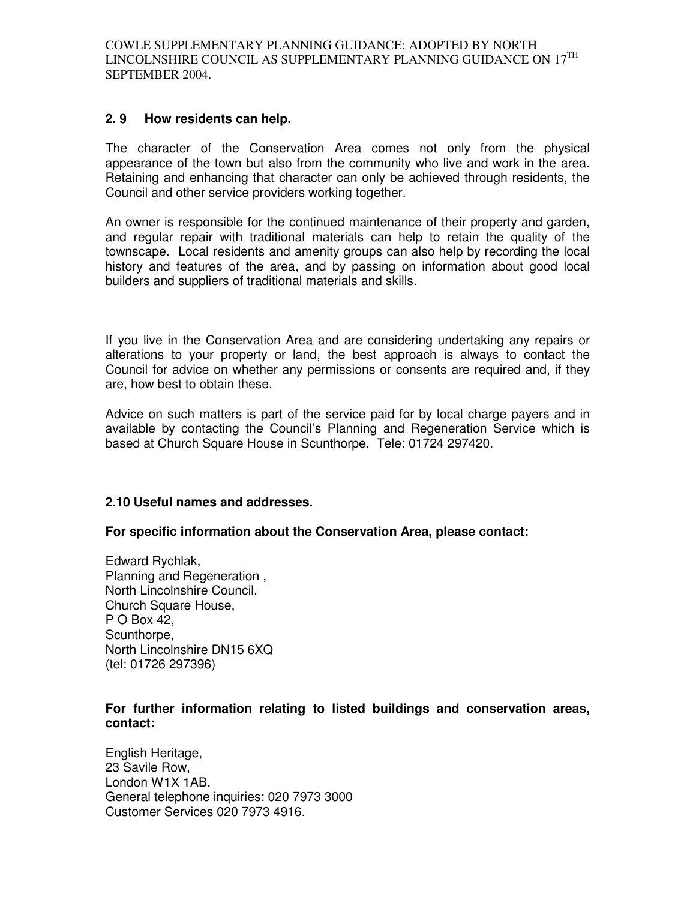## 2. 9 How residents can help.

The character of the Conservation Area comes not only from the physical appearance of the town but also from the community who live and work in the area. Retaining and enhancing that character can only be achieved through residents, the Council and other service providers working together.

An owner is responsible for the continued maintenance of their property and garden, and regular repair with traditional materials can help to retain the quality of the townscape. Local residents and amenity groups can also help by recording the local history and features of the area, and by passing on information about good local builders and suppliers of traditional materials and skills.

If you live in the Conservation Area and are considering undertaking any repairs or alterations to your property or land, the best approach is always to contact the Council for advice on whether any permissions or consents are required and, if they are, how best to obtain these.

Advice on such matters is part of the service paid for by local charge payers and in available by contacting the Council's Planning and Regeneration Service which is based at Church Square House in Scunthorpe. Tele: 01724 297420.

## 2.10 Useful names and addresses.

**For specific information about the Conservation Area, please contact:**

Edward Rychlak,
Planning and Regeneration ,
North Lincolnshire Council,
Church Square House,
P O Box 42,
Scunthorpe,
North Lincolnshire DN15 6XQ
(tel: 01726 297396)

**For further information relating to listed buildings and conservation areas, contact:**

English Heritage,
23 Savile Row,
London W1X 1AB.
General telephone inquiries: 020 7973 3000
Customer Services 020 7973 4916.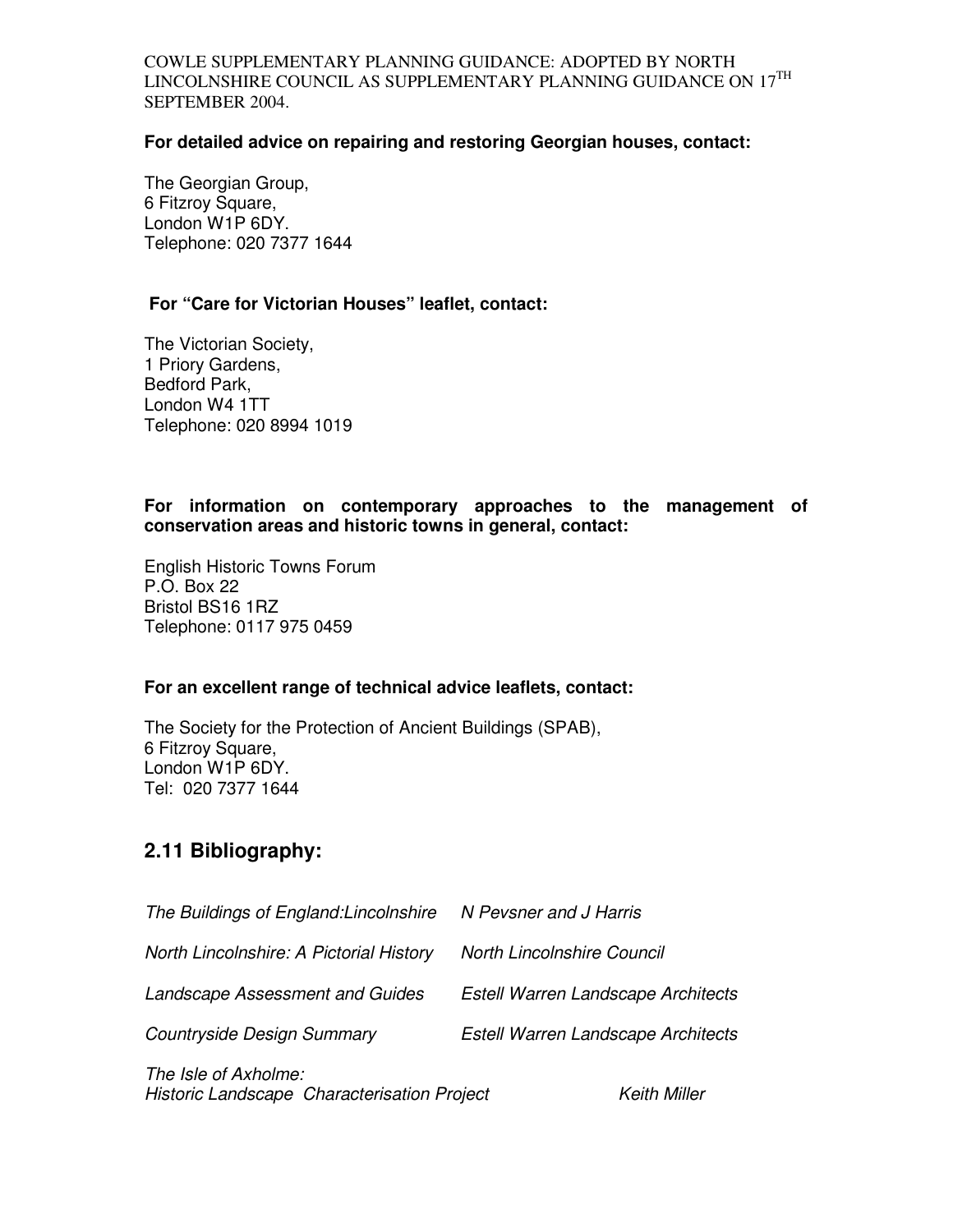**For detailed advice on repairing and restoring Georgian houses, contact:**

The Georgian Group,
6 Fitzroy Square,
London W1P 6DY.
Telephone: 020 7377 1644

**For "Care for Victorian Houses" leaflet, contact:**

The Victorian Society,
1 Priory Gardens,
Bedford Park,
London W4 1TT
Telephone: 020 8994 1019

**For information on contemporary approaches to the management of conservation areas and historic towns in general, contact:**

English Historic Towns Forum
P.O. Box 22
Bristol BS16 1RZ
Telephone: 0117 975 0459

**For an excellent range of technical advice leaflets, contact:**

The Society for the Protection of Ancient Buildings (SPAB),
6 Fitzroy Square,
London W1P 6DY.
Tel: 020 7377 1644

## 2.11 Bibliography:

| | |
|---|---|
| *The Buildings of England:Lincolnshire* | *N Pevsner and J Harris* |
| *North Lincolnshire: A Pictorial History* | *North Lincolnshire Council* |
| *Landscape Assessment and Guides* | *Estell Warren Landscape Architects* |
| *Countryside Design Summary* | *Estell Warren Landscape Architects* |
| *The Isle of Axholme: Historic Landscape Characterisation Project* | *Keith Miller* |